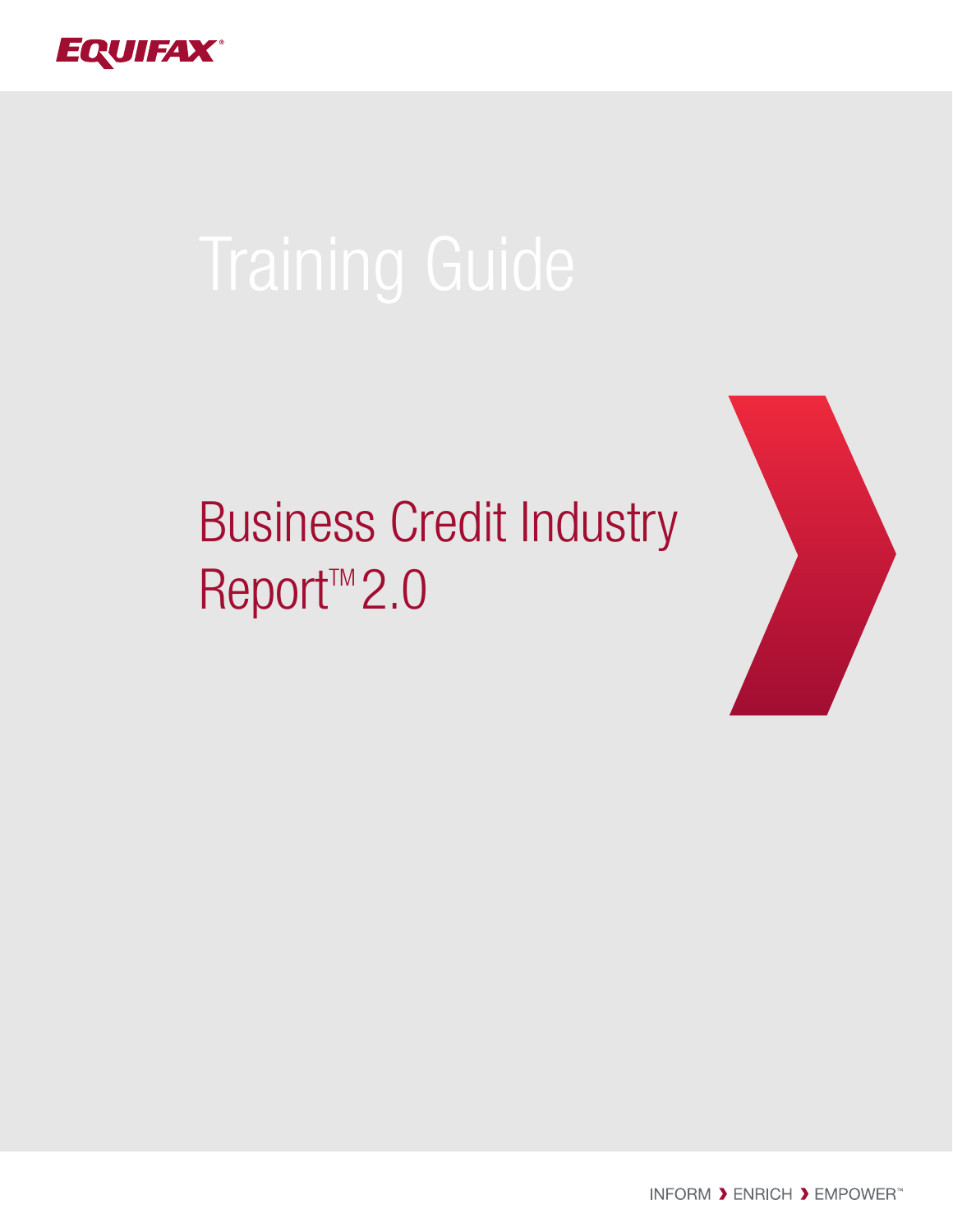EQUIFAX®

# Training Guide

## Business Credit Industry Report™ 2.0

INFORM › ENRICH › EMPOWER™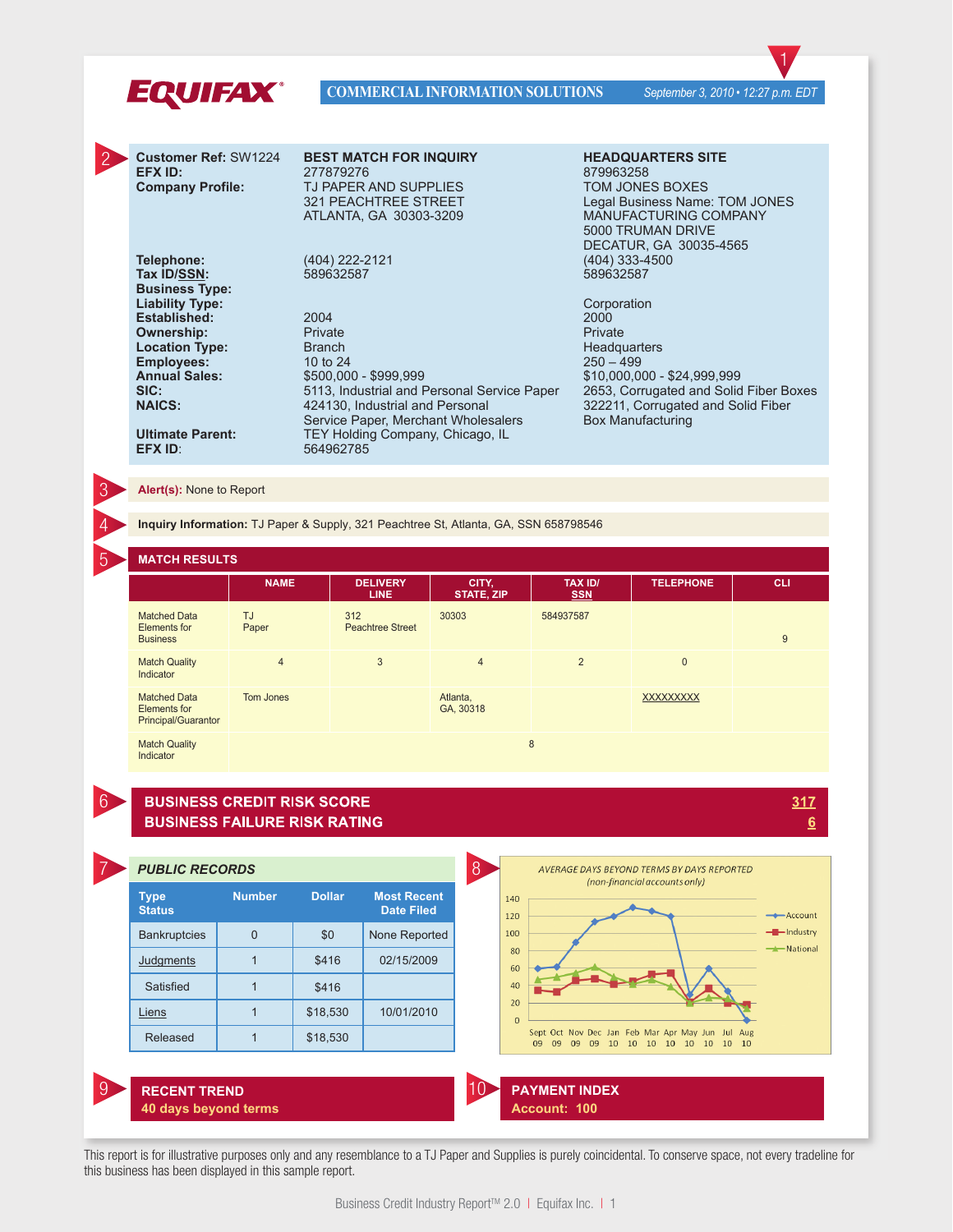EQUIFAX® COMMERCIAL INFORMATION SOLUTIONS — *September 3, 2010 • 12:27 p.m. EDT*

1

2

| | BEST MATCH FOR INQUIRY | HEADQUARTERS SITE |
|---|---|---|
| **Customer Ref:** SW1224 | | |
| **EFX ID:** | 277879276 | 879963258 |
| **Company Profile:** | TJ PAPER AND SUPPLIES<br>321 PEACHTREE STREET<br>ATLANTA, GA 30303-3209 | TOM JONES BOXES<br>Legal Business Name: TOM JONES MANUFACTURING COMPANY<br>5000 TRUMAN DRIVE<br>DECATUR, GA 30035-4565 |
| **Telephone:** | (404) 222-2121 | (404) 333-4500 |
| **Tax ID/SSN:** | 589632587 | 589632587 |
| **Business Type:** | | |
| **Liability Type:** | | Corporation |
| **Established:** | 2004 | 2000 |
| **Ownership:** | Private | Private |
| **Location Type:** | Branch | Headquarters |
| **Employees:** | 10 to 24 | 250 – 499 |
| **Annual Sales:** | $500,000 - $999,999 | $10,000,000 - $24,999,999 |
| **SIC:** | 5113, Industrial and Personal Service Paper | 2653, Corrugated and Solid Fiber Boxes |
| **NAICS:** | 424130, Industrial and Personal Service Paper, Merchant Wholesalers | 322211, Corrugated and Solid Fiber Box Manufacturing |
| **Ultimate Parent:** | TEY Holding Company, Chicago, IL | |
| **EFX ID:** | 564962785 | |

3

**Alert(s):** None to Report

4

**Inquiry Information:** TJ Paper & Supply, 321 Peachtree St, Atlanta, GA, SSN 658798546

5

## MATCH RESULTS

| | NAME | DELIVERY LINE | CITY, STATE, ZIP | TAX ID/ SSN | TELEPHONE | CLI |
|---|---|---|---|---|---|---|
| Matched Data Elements for Business | TJ Paper | 312 Peachtree Street | 30303 | 584937587 | | 9 |
| Match Quality Indicator | 4 | 3 | 4 | 2 | 0 | |
| Matched Data Elements for Principal/Guarantor | Tom Jones | | Atlanta, GA, 30318 | | XXXXXXXXX | |
| Match Quality Indicator | | | | 8 | | |

6

**BUSINESS CREDIT RISK SCORE** — 317
**BUSINESS FAILURE RISK RATING** — 6

7

## PUBLIC RECORDS

| Type Status | Number | Dollar | Most Recent Date Filed |
|---|---|---|---|
| Bankruptcies | 0 | $0 | None Reported |
| Judgments | 1 | $416 | 02/15/2009 |
| Satisfied | 1 | $416 | |
| Liens | 1 | $18,530 | 10/01/2010 |
| Released | 1 | $18,530 | |

8

*AVERAGE DAYS BEYOND TERMS BY DAYS REPORTED*
*(non-financial accounts only)*

Legend: Account, Industry, National
Months: Sept 09, Oct 09, Nov 09, Dec 09, Jan 10, Feb 10, Mar 10, Apr 10, May 10, Jun 10, Jul 10, Aug 10

9

**RECENT TREND**
**40 days beyond terms**

10

**PAYMENT INDEX**
**Account: 100**

This report is for illustrative purposes only and any resemblance to a TJ Paper and Supplies is purely coincidental. To conserve space, not every tradeline for this business has been displayed in this sample report.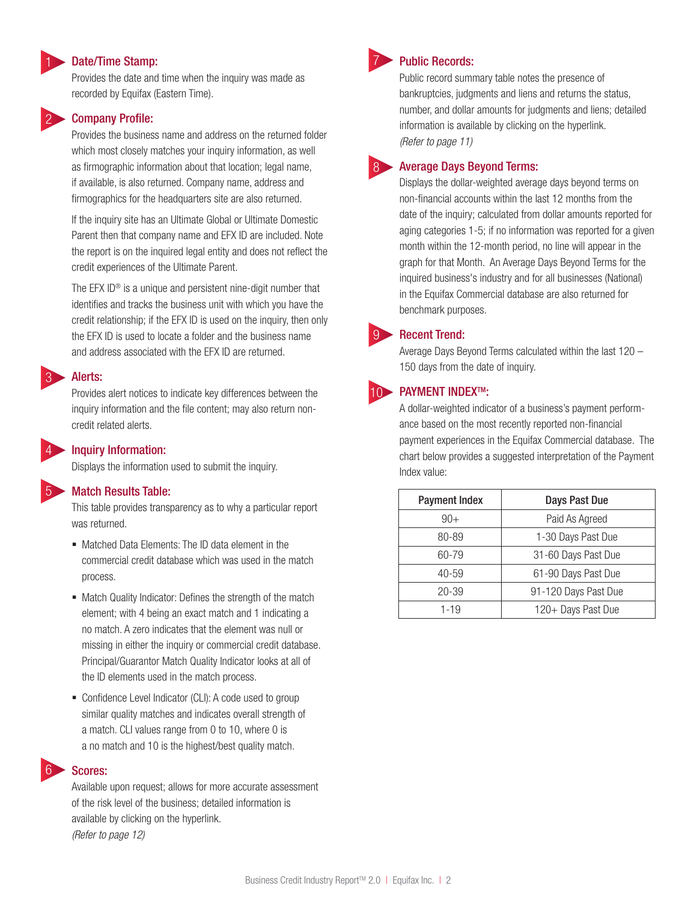## 1 Date/Time Stamp:

Provides the date and time when the inquiry was made as recorded by Equifax (Eastern Time).

## 2 Company Profile:

Provides the business name and address on the returned folder which most closely matches your inquiry information, as well as firmographic information about that location; legal name, if available, is also returned. Company name, address and firmographics for the headquarters site are also returned.

If the inquiry site has an Ultimate Global or Ultimate Domestic Parent then that company name and EFX ID are included. Note the report is on the inquired legal entity and does not reflect the credit experiences of the Ultimate Parent.

The EFX ID® is a unique and persistent nine-digit number that identifies and tracks the business unit with which you have the credit relationship; if the EFX ID is used on the inquiry, then only the EFX ID is used to locate a folder and the business name and address associated with the EFX ID are returned.

## 3 Alerts:

Provides alert notices to indicate key differences between the inquiry information and the file content; may also return non-credit related alerts.

## 4 Inquiry Information:

Displays the information used to submit the inquiry.

## 5 Match Results Table:

This table provides transparency as to why a particular report was returned.

- Matched Data Elements: The ID data element in the commercial credit database which was used in the match process.
- Match Quality Indicator: Defines the strength of the match element; with 4 being an exact match and 1 indicating a no match. A zero indicates that the element was null or missing in either the inquiry or commercial credit database. Principal/Guarantor Match Quality Indicator looks at all of the ID elements used in the match process.
- Confidence Level Indicator (CLI): A code used to group similar quality matches and indicates overall strength of a match. CLI values range from 0 to 10, where 0 is a no match and 10 is the highest/best quality match.

## 6 Scores:

Available upon request; allows for more accurate assessment of the risk level of the business; detailed information is available by clicking on the hyperlink.
*(Refer to page 12)*

## 7 Public Records:

Public record summary table notes the presence of bankruptcies, judgments and liens and returns the status, number, and dollar amounts for judgments and liens; detailed information is available by clicking on the hyperlink.
*(Refer to page 11)*

## 8 Average Days Beyond Terms:

Displays the dollar-weighted average days beyond terms on non-financial accounts within the last 12 months from the date of the inquiry; calculated from dollar amounts reported for aging categories 1-5; if no information was reported for a given month within the 12-month period, no line will appear in the graph for that Month. An Average Days Beyond Terms for the inquired business's industry and for all businesses (National) in the Equifax Commercial database are also returned for benchmark purposes.

## 9 Recent Trend:

Average Days Beyond Terms calculated within the last 120 – 150 days from the date of inquiry.

## 10 PAYMENT INDEX™:

A dollar-weighted indicator of a business's payment performance based on the most recently reported non-financial payment experiences in the Equifax Commercial database. The chart below provides a suggested interpretation of the Payment Index value:

| Payment Index | Days Past Due |
|---|---|
| 90+ | Paid As Agreed |
| 80-89 | 1-30 Days Past Due |
| 60-79 | 31-60 Days Past Due |
| 40-59 | 61-90 Days Past Due |
| 20-39 | 91-120 Days Past Due |
| 1-19 | 120+ Days Past Due |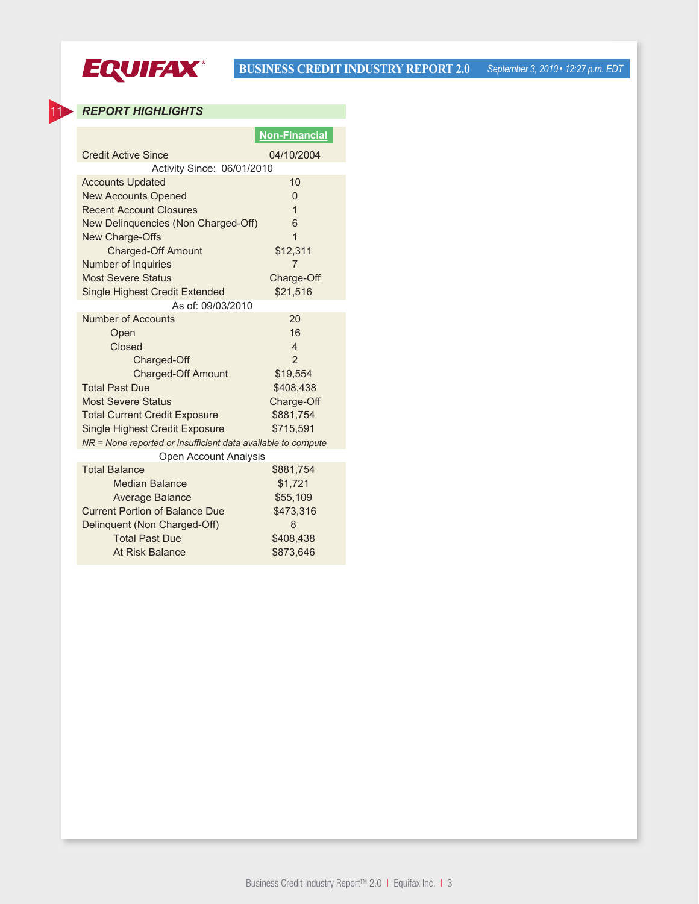**EQUIFAX**

**BUSINESS CREDIT INDUSTRY REPORT 2.0** *September 3, 2010 • 12:27 p.m. EDT*

11

## *REPORT HIGHLIGHTS*

| | Non-Financial |
|---|---|
| Credit Active Since | 04/10/2004 |
| **Activity Since: 06/01/2010** | |
| Accounts Updated | 10 |
| New Accounts Opened | 0 |
| Recent Account Closures | 1 |
| New Delinquencies (Non Charged-Off) | 6 |
| New Charge-Offs | 1 |
| Charged-Off Amount | $12,311 |
| Number of Inquiries | 7 |
| Most Severe Status | Charge-Off |
| Single Highest Credit Extended | $21,516 |
| **As of: 09/03/2010** | |
| Number of Accounts | 20 |
| Open | 16 |
| Closed | 4 |
| Charged-Off | 2 |
| Charged-Off Amount | $19,554 |
| Total Past Due | $408,438 |
| Most Severe Status | Charge-Off |
| Total Current Credit Exposure | $881,754 |
| Single Highest Credit Exposure | $715,591 |
| *NR = None reported or insufficient data available to compute* | |
| **Open Account Analysis** | |
| Total Balance | $881,754 |
| Median Balance | $1,721 |
| Average Balance | $55,109 |
| Current Portion of Balance Due | $473,316 |
| Delinquent (Non Charged-Off) | 8 |
| Total Past Due | $408,438 |
| At Risk Balance | $873,646 |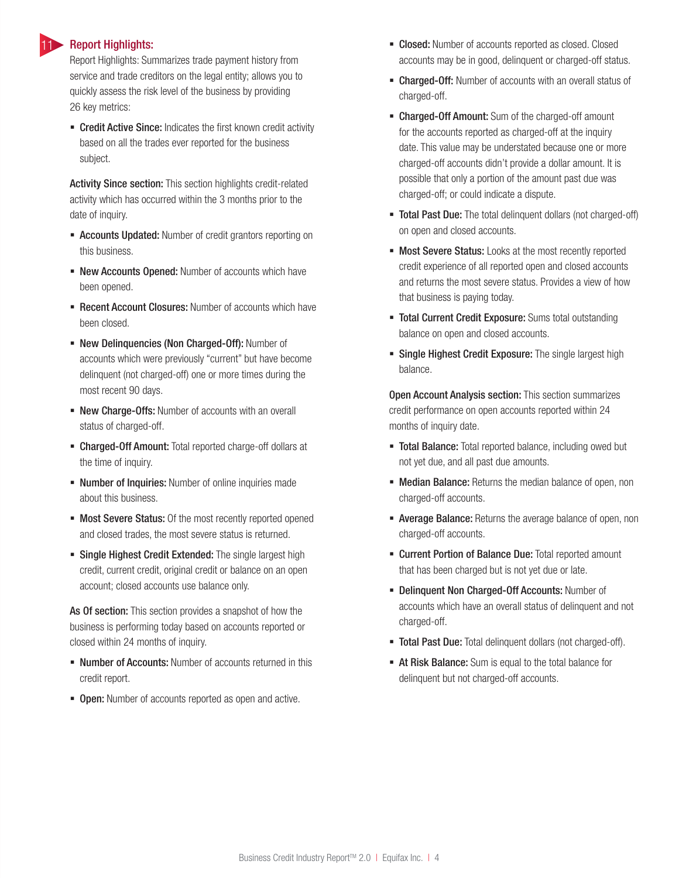## 11 Report Highlights:

Report Highlights: Summarizes trade payment history from service and trade creditors on the legal entity; allows you to quickly assess the risk level of the business by providing 26 key metrics:

- **Credit Active Since:** Indicates the first known credit activity based on all the trades ever reported for the business subject.

**Activity Since section:** This section highlights credit-related activity which has occurred within the 3 months prior to the date of inquiry.

- **Accounts Updated:** Number of credit grantors reporting on this business.
- **New Accounts Opened:** Number of accounts which have been opened.
- **Recent Account Closures:** Number of accounts which have been closed.
- **New Delinquencies (Non Charged-Off):** Number of accounts which were previously "current" but have become delinquent (not charged-off) one or more times during the most recent 90 days.
- **New Charge-Offs:** Number of accounts with an overall status of charged-off.
- **Charged-Off Amount:** Total reported charge-off dollars at the time of inquiry.
- **Number of Inquiries:** Number of online inquiries made about this business.
- **Most Severe Status:** Of the most recently reported opened and closed trades, the most severe status is returned.
- **Single Highest Credit Extended:** The single largest high credit, current credit, original credit or balance on an open account; closed accounts use balance only.

**As Of section:** This section provides a snapshot of how the business is performing today based on accounts reported or closed within 24 months of inquiry.

- **Number of Accounts:** Number of accounts returned in this credit report.
- **Open:** Number of accounts reported as open and active.
- **Closed:** Number of accounts reported as closed. Closed accounts may be in good, delinquent or charged-off status.
- **Charged-Off:** Number of accounts with an overall status of charged-off.
- **Charged-Off Amount:** Sum of the charged-off amount for the accounts reported as charged-off at the inquiry date. This value may be understated because one or more charged-off accounts didn't provide a dollar amount. It is possible that only a portion of the amount past due was charged-off; or could indicate a dispute.
- **Total Past Due:** The total delinquent dollars (not charged-off) on open and closed accounts.
- **Most Severe Status:** Looks at the most recently reported credit experience of all reported open and closed accounts and returns the most severe status. Provides a view of how that business is paying today.
- **Total Current Credit Exposure:** Sums total outstanding balance on open and closed accounts.
- **Single Highest Credit Exposure:** The single largest high balance.

**Open Account Analysis section:** This section summarizes credit performance on open accounts reported within 24 months of inquiry date.

- **Total Balance:** Total reported balance, including owed but not yet due, and all past due amounts.
- **Median Balance:** Returns the median balance of open, non charged-off accounts.
- **Average Balance:** Returns the average balance of open, non charged-off accounts.
- **Current Portion of Balance Due:** Total reported amount that has been charged but is not yet due or late.
- **Delinquent Non Charged-Off Accounts:** Number of accounts which have an overall status of delinquent and not charged-off.
- **Total Past Due:** Total delinquent dollars (not charged-off).
- **At Risk Balance:** Sum is equal to the total balance for delinquent but not charged-off accounts.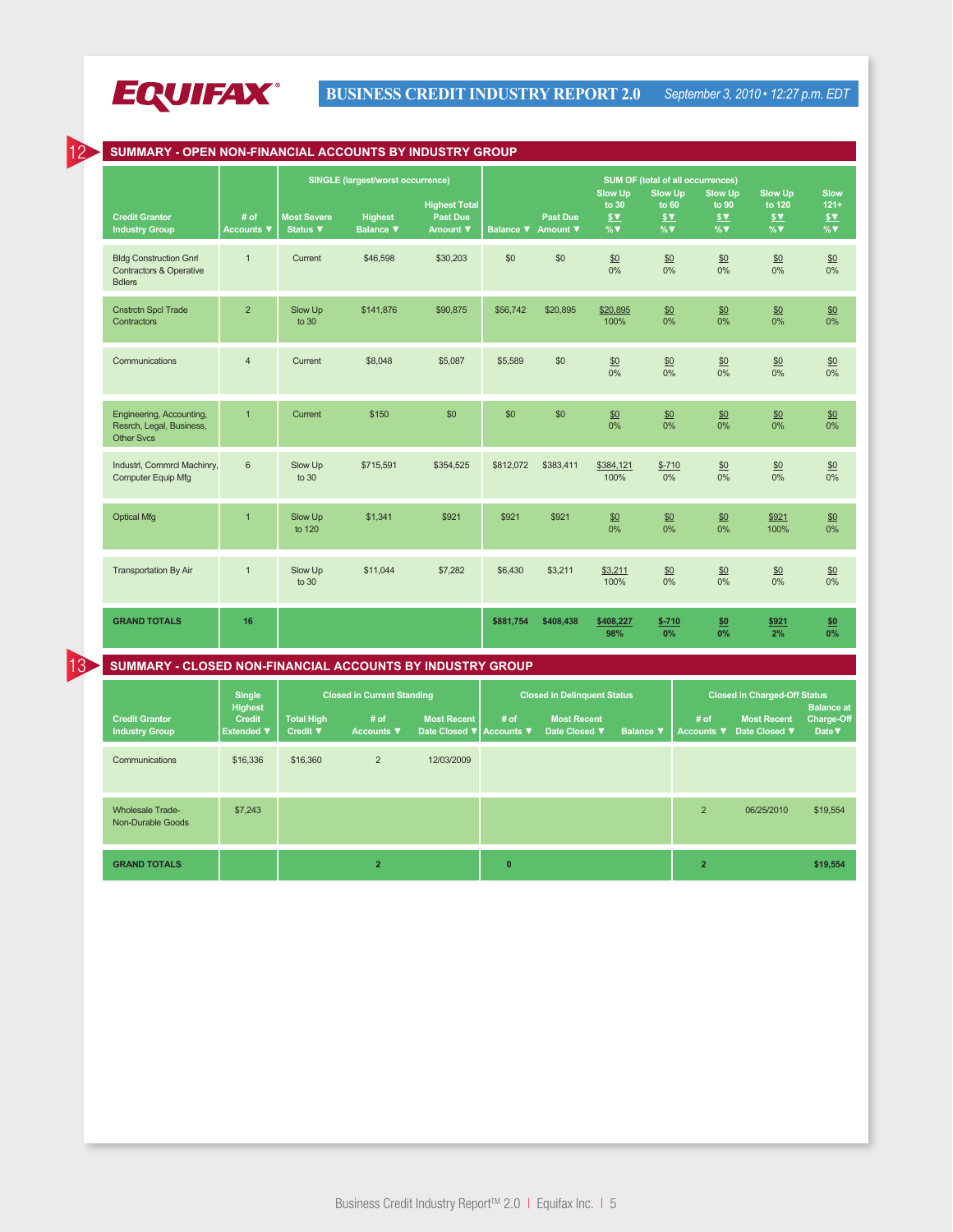# EQUIFAX

**BUSINESS CREDIT INDUSTRY REPORT 2.0** *September 3, 2010 • 12:27 p.m. EDT*

## 12 SUMMARY - OPEN NON-FINANCIAL ACCOUNTS BY INDUSTRY GROUP

| Credit Grantor Industry Group | # of Accounts ▼ | SINGLE (largest/worst occurrence) Most Severe Status ▼ | Highest Balance ▼ | Highest Total Past Due Amount ▼ | SUM OF (total of all occurrences) Balance ▼ | Past Due Amount ▼ | Slow Up to 30 $▼ %▼ | Slow Up to 60 $▼ %▼ | Slow Up to 90 $▼ %▼ | Slow Up to 120 $▼ %▼ | Slow 121+ $▼ %▼ |
|---|---|---|---|---|---|---|---|---|---|---|---|
| Bldg Construction Gnrl Contractors & Operative Bdlers | 1 | Current | $46,598 | $30,203 | $0 | $0 | $0 0% | $0 0% | $0 0% | $0 0% | $0 0% |
| Cnstrctn Spcl Trade Contractors | 2 | Slow Up to 30 | $141,876 | $90,875 | $56,742 | $20,895 | $20,895 100% | $0 0% | $0 0% | $0 0% | $0 0% |
| Communications | 4 | Current | $8,048 | $5,087 | $5,589 | $0 | $0 0% | $0 0% | $0 0% | $0 0% | $0 0% |
| Engineering, Accounting, Resrch, Legal, Business, Other Svcs | 1 | Current | $150 | $0 | $0 | $0 | $0 0% | $0 0% | $0 0% | $0 0% | $0 0% |
| Industrl, Commrcl Machinry, Computer Equip Mfg | 6 | Slow Up to 30 | $715,591 | $354,525 | $812,072 | $383,411 | $384,121 100% | $-710 0% | $0 0% | $0 0% | $0 0% |
| Optical Mfg | 1 | Slow Up to 120 | $1,341 | $921 | $921 | $921 | $0 0% | $0 0% | $0 0% | $921 100% | $0 0% |
| Transportation By Air | 1 | Slow Up to 30 | $11,044 | $7,282 | $6,430 | $3,211 | $3,211 100% | $0 0% | $0 0% | $0 0% | $0 0% |
| **GRAND TOTALS** | **16** | | | | **$881,754** | **$408,438** | **$408,227 98%** | **$-710 0%** | **$0 0%** | **$921 2%** | **$0 0%** |

## 13 SUMMARY - CLOSED NON-FINANCIAL ACCOUNTS BY INDUSTRY GROUP

| Credit Grantor Industry Group | Single Highest Credit Extended ▼ | Closed in Current Standing: Total High Credit ▼ | # of Accounts ▼ | Most Recent Date Closed ▼ | Closed in Delinquent Status: # of Accounts ▼ | Most Recent Date Closed ▼ | Balance ▼ | Closed in Charged-Off Status: # of Accounts ▼ | Most Recent Date Closed ▼ | Balance at Charge-Off Date ▼ |
|---|---|---|---|---|---|---|---|---|---|---|
| Communications | $16,336 | $16,360 | 2 | 12/03/2009 | | | | | | |
| Wholesale Trade-Non-Durable Goods | $7,243 | | | | | | | 2 | 06/25/2010 | $19,554 |
| **GRAND TOTALS** | | | **2** | | **0** | | | **2** | | **$19,554** |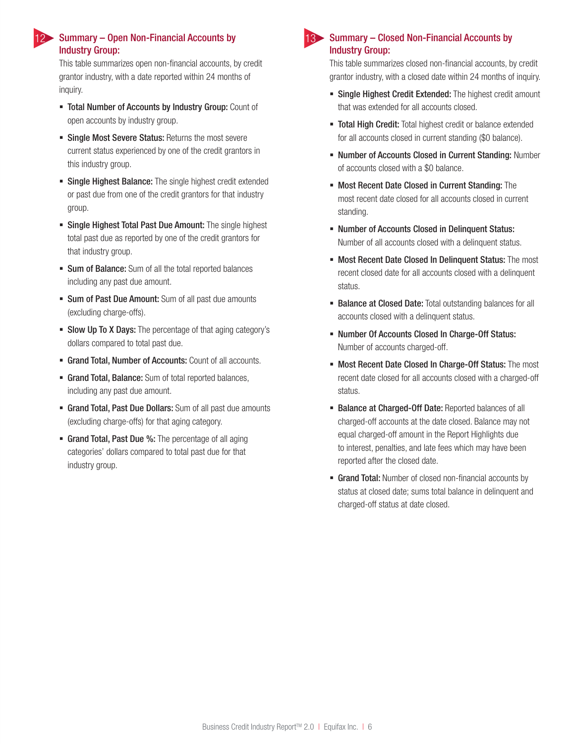## 12 Summary – Open Non-Financial Accounts by Industry Group:

This table summarizes open non-financial accounts, by credit grantor industry, with a date reported within 24 months of inquiry.

- **Total Number of Accounts by Industry Group:** Count of open accounts by industry group.
- **Single Most Severe Status:** Returns the most severe current status experienced by one of the credit grantors in this industry group.
- **Single Highest Balance:** The single highest credit extended or past due from one of the credit grantors for that industry group.
- **Single Highest Total Past Due Amount:** The single highest total past due as reported by one of the credit grantors for that industry group.
- **Sum of Balance:** Sum of all the total reported balances including any past due amount.
- **Sum of Past Due Amount:** Sum of all past due amounts (excluding charge-offs).
- **Slow Up To X Days:** The percentage of that aging category's dollars compared to total past due.
- **Grand Total, Number of Accounts:** Count of all accounts.
- **Grand Total, Balance:** Sum of total reported balances, including any past due amount.
- **Grand Total, Past Due Dollars:** Sum of all past due amounts (excluding charge-offs) for that aging category.
- **Grand Total, Past Due %:** The percentage of all aging categories' dollars compared to total past due for that industry group.

## 13 Summary – Closed Non-Financial Accounts by Industry Group:

This table summarizes closed non-financial accounts, by credit grantor industry, with a closed date within 24 months of inquiry.

- **Single Highest Credit Extended:** The highest credit amount that was extended for all accounts closed.
- **Total High Credit:** Total highest credit or balance extended for all accounts closed in current standing ($0 balance).
- **Number of Accounts Closed in Current Standing:** Number of accounts closed with a $0 balance.
- **Most Recent Date Closed in Current Standing:** The most recent date closed for all accounts closed in current standing.
- **Number of Accounts Closed in Delinquent Status:** Number of all accounts closed with a delinquent status.
- **Most Recent Date Closed In Delinquent Status:** The most recent closed date for all accounts closed with a delinquent status.
- **Balance at Closed Date:** Total outstanding balances for all accounts closed with a delinquent status.
- **Number Of Accounts Closed In Charge-Off Status:** Number of accounts charged-off.
- **Most Recent Date Closed In Charge-Off Status:** The most recent date closed for all accounts closed with a charged-off status.
- **Balance at Charged-Off Date:** Reported balances of all charged-off accounts at the date closed. Balance may not equal charged-off amount in the Report Highlights due to interest, penalties, and late fees which may have been reported after the closed date.
- **Grand Total:** Number of closed non-financial accounts by status at closed date; sums total balance in delinquent and charged-off status at date closed.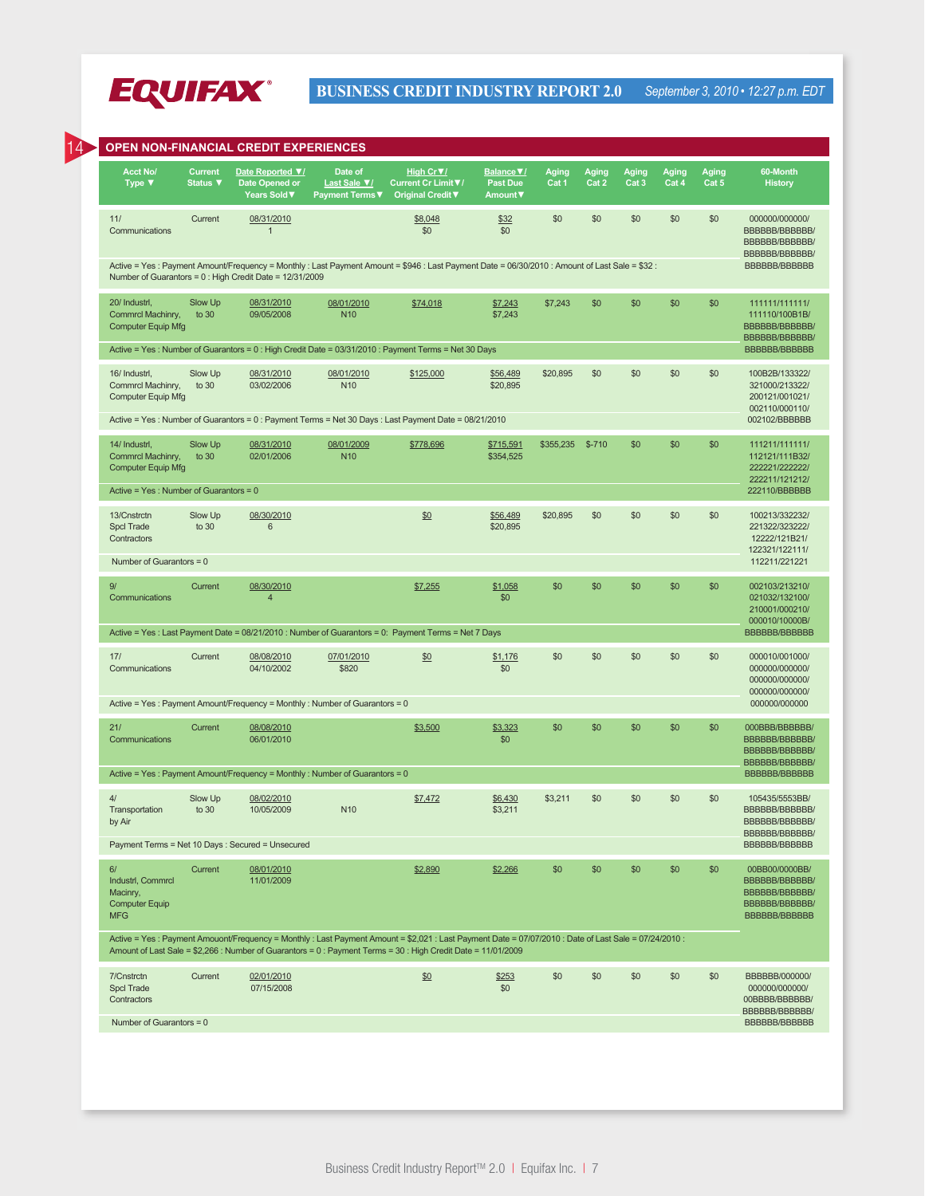## 14 OPEN NON-FINANCIAL CREDIT EXPERIENCES

| Acct No/ Type ▼ | Current Status ▼ | Date Reported ▼/ Date Opened or Years Sold▼ | Date of Last Sale ▼/ Payment Terms▼ | High Cr▼/ Current Cr Limit▼/ Original Credit▼ | Balance▼/ Past Due Amount▼ | Aging Cat 1 | Aging Cat 2 | Aging Cat 3 | Aging Cat 4 | Aging Cat 5 | 60-Month History |
|---|---|---|---|---|---|---|---|---|---|---|---|
| 11/ Communications | Current | 08/31/2010 1 | | $8,048 $0 | $32 $0 | $0 | $0 | $0 | $0 | $0 | 000000/000000/ BBBBBB/BBBBBB/ BBBBBB/BBBBBB/ BBBBBB/BBBBBB/ BBBBBB/BBBBBB |
| Active = Yes : Payment Amount/Frequency = Monthly : Last Payment Amount = $946 : Last Payment Date = 06/30/2010 : Amount of Last Sale = $32 : Number of Guarantors = 0 : High Credit Date = 12/31/2009 | | | | | | | | | | | |
| 20/ Industrl, Commrcl Machinry, Computer Equip Mfg | Slow Up to 30 | 08/31/2010 09/05/2008 | 08/01/2010 N10 | $74,018 | $7,243 $7,243 | $7,243 | $0 | $0 | $0 | $0 | 111111/111111/ 111110/100B1B/ BBBBBB/BBBBBB/ BBBBBB/BBBBBB/ BBBBBB/BBBBBB |
| Active = Yes : Number of Guarantors = 0 : High Credit Date = 03/31/2010 : Payment Terms = Net 30 Days | | | | | | | | | | | |
| 16/ Industrl, Commrcl Machinry, Computer Equip Mfg | Slow Up to 30 | 08/31/2010 03/02/2006 | 08/01/2010 N10 | $125,000 | $56,489 $20,895 | $20,895 | $0 | $0 | $0 | $0 | 100B2B/133322/ 321000/213322/ 200121/001021/ 002110/000110/ 002102/BBBBBB |
| Active = Yes : Number of Guarantors = 0 : Payment Terms = Net 30 Days : Last Payment Date = 08/21/2010 | | | | | | | | | | | |
| 14/ Industrl, Commrcl Machinry, Computer Equip Mfg | Slow Up to 30 | 08/31/2010 02/01/2006 | 08/01/2009 N10 | $778,696 | $715,591 $354,525 | $355,235 | $-710 | $0 | $0 | $0 | 111211/111111/ 112121/111B32/ 222221/222222/ 222211/121212/ 222110/BBBBBB |
| Active = Yes : Number of Guarantors = 0 | | | | | | | | | | | |
| 13/Cnstrctn Spcl Trade Contractors | Slow Up to 30 | 08/30/2010 6 | | $0 | $56,489 $20,895 | $20,895 | $0 | $0 | $0 | $0 | 100213/332232/ 221322/323222/ 12222/121B21/ 122321/122111/ 112211/221221 |
| Number of Guarantors = 0 | | | | | | | | | | | |
| 9/ Communications | Current | 08/30/2010 4 | | $7,255 | $1,058 $0 | $0 | $0 | $0 | $0 | $0 | 002103/213210/ 021032/132100/ 210001/000210/ 000010/10000B/ BBBBBB/BBBBBB |
| Active = Yes : Last Payment Date = 08/21/2010 : Number of Guarantors = 0: Payment Terms = Net 7 Days | | | | | | | | | | | |
| 17/ Communications | Current | 08/08/2010 04/10/2002 | 07/01/2010 $820 | $0 | $1,176 $0 | $0 | $0 | $0 | $0 | $0 | 000010/001000/ 000000/000000/ 000000/000000/ 000000/000000/ 000000/000000 |
| Active = Yes : Payment Amount/Frequency = Monthly : Number of Guarantors = 0 | | | | | | | | | | | |
| 21/ Communications | Current | 08/08/2010 06/01/2010 | | $3,500 | $3,323 $0 | $0 | $0 | $0 | $0 | $0 | 000BBB/BBBBBB/ BBBBBB/BBBBBB/ BBBBBB/BBBBBB/ BBBBBB/BBBBBB/ BBBBBB/BBBBBB |
| Active = Yes : Payment Amount/Frequency = Monthly : Number of Guarantors = 0 | | | | | | | | | | | |
| 4/ Transportation by Air | Slow Up to 30 | 08/02/2010 10/05/2009 | N10 | $7,472 | $6,430 $3,211 | $3,211 | $0 | $0 | $0 | $0 | 105435/5553BB/ BBBBBB/BBBBBB/ BBBBBB/BBBBBB/ BBBBBB/BBBBBB/ BBBBBB/BBBBBB |
| Payment Terms = Net 10 Days : Secured = Unsecured | | | | | | | | | | | |
| 6/ Industrl, Commrcl Macinry, Computer Equip MFG | Current | 08/01/2010 11/01/2009 | | $2,890 | $2,266 | $0 | $0 | $0 | $0 | $0 | 00BB00/0000BB/ BBBBBB/BBBBBB/ BBBBBB/BBBBBB/ BBBBBB/BBBBBB/ BBBBBB/BBBBBB |
| Active = Yes : Payment Amouont/Frequency = Monthly : Last Payment Amount = $2,021 : Last Payment Date = 07/07/2010 : Date of Last Sale = 07/24/2010 : Amount of Last Sale = $2,266 : Number of Guarantors = 0 : Payment Terms = 30 : High Credit Date = 11/01/2009 | | | | | | | | | | | |
| 7/Cnstrctn Spcl Trade Contractors | Current | 02/01/2010 07/15/2008 | | $0 | $253 $0 | $0 | $0 | $0 | $0 | $0 | BBBBBB/000000/ 000000/000000/ 00BBBB/BBBBBB/ BBBBBB/BBBBBB/ BBBBBB/BBBBBB |
| Number of Guarantors = 0 | | | | | | | | | | | |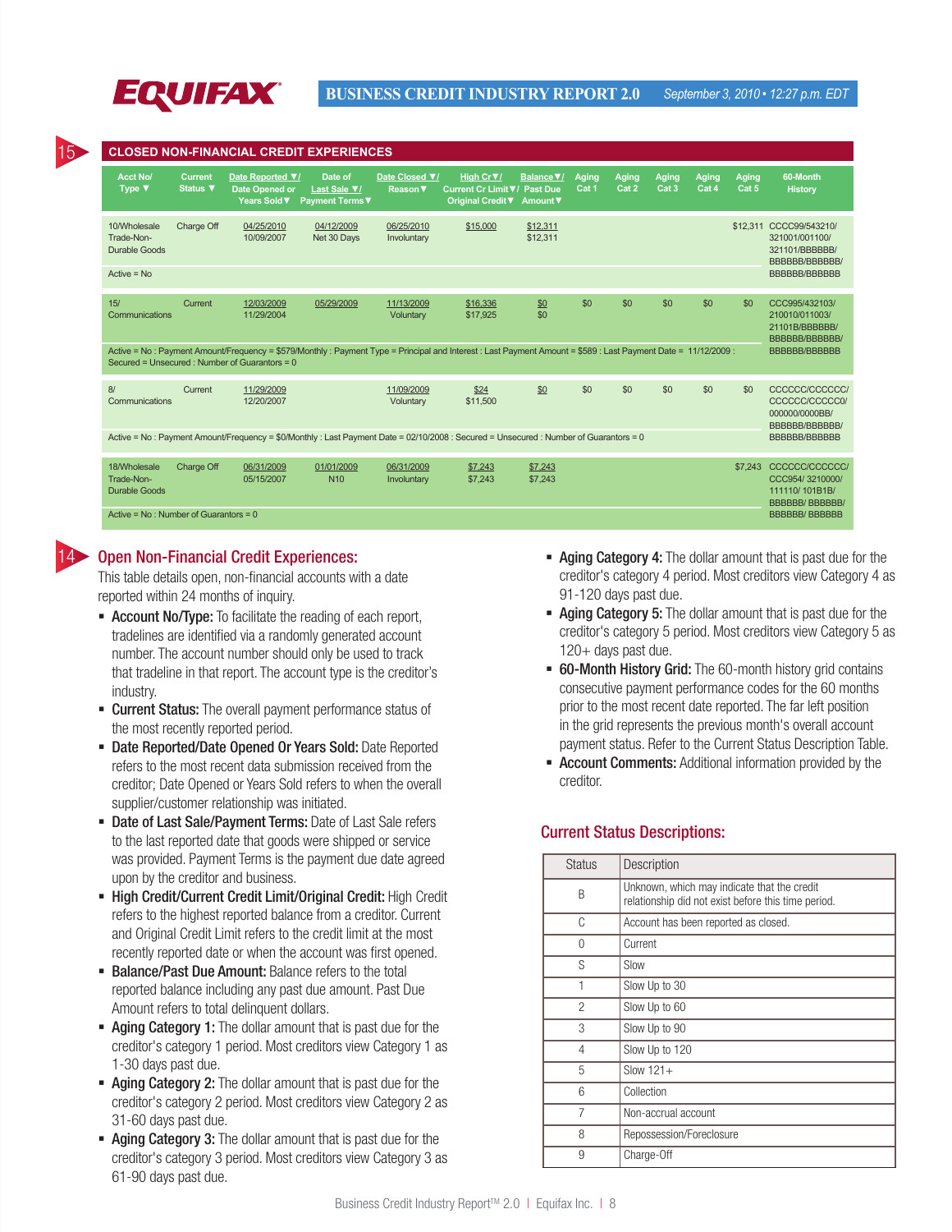15

## CLOSED NON-FINANCIAL CREDIT EXPERIENCES

| Acct No/ Type ▼ | Current Status ▼ | Date Reported ▼/ Date Opened or Years Sold▼ | Date of Last Sale ▼/ Payment Terms▼ | Date Closed ▼/ Reason▼ | High Cr▼/ Current Cr Limit▼/ Original Credit▼ | Balance▼/ Past Due Amount▼ | Aging Cat 1 | Aging Cat 2 | Aging Cat 3 | Aging Cat 4 | Aging Cat 5 | 60-Month History |
|---|---|---|---|---|---|---|---|---|---|---|---|---|
| 10/Wholesale Trade-Non-Durable Goods | Charge Off | 04/25/2010 10/09/2007 | 04/12/2009 Net 30 Days | 06/25/2010 Involuntary | $15,000 | $12,311 $12,311 | | | | | $12,311 | CCCC99/543210/ 321001/001100/ 321101/BBBBBB/ BBBBBB/BBBBBB/ BBBBBB/BBBBBB |
| Active = No | | | | | | | | | | | | |
| 15/ Communications | Current | 12/03/2009 11/29/2004 | 05/29/2009 | 11/13/2009 Voluntary | $16,336 $17,925 | $0 $0 | $0 | $0 | $0 | $0 | $0 | CCC995/432103/ 210010/011003/ 21101B/BBBBBB/ BBBBBB/BBBBBB/ BBBBBB/BBBBBB |
| Active = No : Payment Amount/Frequency = $579/Monthly : Payment Type = Principal and Interest : Last Payment Amount = $589 : Last Payment Date = 11/12/2009 : Secured = Unsecured : Number of Guarantors = 0 | | | | | | | | | | | | |
| 8/ Communications | Current | 11/29/2009 12/20/2007 | | 11/09/2009 Voluntary | $24 $11,500 | $0 | $0 | $0 | $0 | $0 | $0 | CCCCCC/CCCCCC/ CCCCCC/CCCCC0/ 000000/0000BB/ BBBBBB/BBBBBB/ BBBBBB/BBBBBB |
| Active = No : Payment Amount/Frequency = $0/Monthly : Last Payment Date = 02/10/2008 : Secured = Unsecured : Number of Guarantors = 0 | | | | | | | | | | | | |
| 18/Wholesale Trade-Non-Durable Goods | Charge Off | 06/31/2009 05/15/2007 | 01/01/2009 N10 | 06/31/2009 Involuntary | $7,243 $7,243 | $7,243 $7,243 | | | | | $7,243 | CCCCCC/CCCCCC/ CCC954/ 3210000/ 111110/ 101B1B/ BBBBBB/ BBBBBB/ BBBBBB/ BBBBBB |
| Active = No : Number of Guarantors = 0 | | | | | | | | | | | | |

14

## Open Non-Financial Credit Experiences:

This table details open, non-financial accounts with a date reported within 24 months of inquiry.

- **Account No/Type:** To facilitate the reading of each report, tradelines are identified via a randomly generated account number. The account number should only be used to track that tradeline in that report. The account type is the creditor's industry.
- **Current Status:** The overall payment performance status of the most recently reported period.
- **Date Reported/Date Opened Or Years Sold:** Date Reported refers to the most recent data submission received from the creditor; Date Opened or Years Sold refers to when the overall supplier/customer relationship was initiated.
- **Date of Last Sale/Payment Terms:** Date of Last Sale refers to the last reported date that goods were shipped or service was provided. Payment Terms is the payment due date agreed upon by the creditor and business.
- **High Credit/Current Credit Limit/Original Credit:** High Credit refers to the highest reported balance from a creditor. Current and Original Credit Limit refers to the credit limit at the most recently reported date or when the account was first opened.
- **Balance/Past Due Amount:** Balance refers to the total reported balance including any past due amount. Past Due Amount refers to total delinquent dollars.
- **Aging Category 1:** The dollar amount that is past due for the creditor's category 1 period. Most creditors view Category 1 as 1-30 days past due.
- **Aging Category 2:** The dollar amount that is past due for the creditor's category 2 period. Most creditors view Category 2 as 31-60 days past due.
- **Aging Category 3:** The dollar amount that is past due for the creditor's category 3 period. Most creditors view Category 3 as 61-90 days past due.
- **Aging Category 4:** The dollar amount that is past due for the creditor's category 4 period. Most creditors view Category 4 as 91-120 days past due.
- **Aging Category 5:** The dollar amount that is past due for the creditor's category 5 period. Most creditors view Category 5 as 120+ days past due.
- **60-Month History Grid:** The 60-month history grid contains consecutive payment performance codes for the 60 months prior to the most recent date reported. The far left position in the grid represents the previous month's overall account payment status. Refer to the Current Status Description Table.
- **Account Comments:** Additional information provided by the creditor.

## Current Status Descriptions:

| Status | Description |
|---|---|
| B | Unknown, which may indicate that the credit relationship did not exist before this time period. |
| C | Account has been reported as closed. |
| 0 | Current |
| S | Slow |
| 1 | Slow Up to 30 |
| 2 | Slow Up to 60 |
| 3 | Slow Up to 90 |
| 4 | Slow Up to 120 |
| 5 | Slow 121+ |
| 6 | Collection |
| 7 | Non-accrual account |
| 8 | Repossession/Foreclosure |
| 9 | Charge-Off |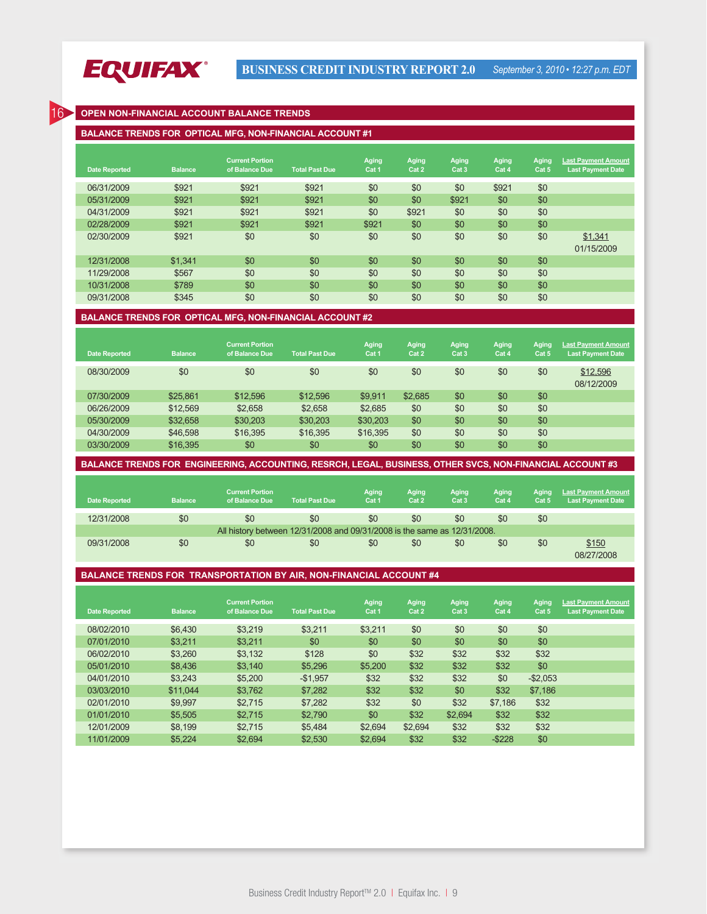## 16 OPEN NON-FINANCIAL ACCOUNT BALANCE TRENDS

### BALANCE TRENDS FOR OPTICAL MFG, NON-FINANCIAL ACCOUNT #1

| Date Reported | Balance | Current Portion of Balance Due | Total Past Due | Aging Cat 1 | Aging Cat 2 | Aging Cat 3 | Aging Cat 4 | Aging Cat 5 | Last Payment Amount Last Payment Date |
|---|---|---|---|---|---|---|---|---|---|
| 06/31/2009 | $921 | $921 | $921 | $0 | $0 | $0 | $921 | $0 | |
| 05/31/2009 | $921 | $921 | $921 | $0 | $0 | $921 | $0 | $0 | |
| 04/31/2009 | $921 | $921 | $921 | $0 | $921 | $0 | $0 | $0 | |
| 02/28/2009 | $921 | $921 | $921 | $921 | $0 | $0 | $0 | $0 | |
| 02/30/2009 | $921 | $0 | $0 | $0 | $0 | $0 | $0 | $0 | $1,341 01/15/2009 |
| 12/31/2008 | $1,341 | $0 | $0 | $0 | $0 | $0 | $0 | $0 | |
| 11/29/2008 | $567 | $0 | $0 | $0 | $0 | $0 | $0 | $0 | |
| 10/31/2008 | $789 | $0 | $0 | $0 | $0 | $0 | $0 | $0 | |
| 09/31/2008 | $345 | $0 | $0 | $0 | $0 | $0 | $0 | $0 | |

### BALANCE TRENDS FOR OPTICAL MFG, NON-FINANCIAL ACCOUNT #2

| Date Reported | Balance | Current Portion of Balance Due | Total Past Due | Aging Cat 1 | Aging Cat 2 | Aging Cat 3 | Aging Cat 4 | Aging Cat 5 | Last Payment Amount Last Payment Date |
|---|---|---|---|---|---|---|---|---|---|
| 08/30/2009 | $0 | $0 | $0 | $0 | $0 | $0 | $0 | $0 | $12,596 08/12/2009 |
| 07/30/2009 | $25,861 | $12,596 | $12,596 | $9,911 | $2,685 | $0 | $0 | $0 | |
| 06/26/2009 | $12,569 | $2,658 | $2,658 | $2,685 | $0 | $0 | $0 | $0 | |
| 05/30/2009 | $32,658 | $30,203 | $30,203 | $30,203 | $0 | $0 | $0 | $0 | |
| 04/30/2009 | $46,598 | $16,395 | $16,395 | $16,395 | $0 | $0 | $0 | $0 | |
| 03/30/2009 | $16,395 | $0 | $0 | $0 | $0 | $0 | $0 | $0 | |

### BALANCE TRENDS FOR ENGINEERING, ACCOUNTING, RESRCH, LEGAL, BUSINESS, OTHER SVCS, NON-FINANCIAL ACCOUNT #3

| Date Reported | Balance | Current Portion of Balance Due | Total Past Due | Aging Cat 1 | Aging Cat 2 | Aging Cat 3 | Aging Cat 4 | Aging Cat 5 | Last Payment Amount Last Payment Date |
|---|---|---|---|---|---|---|---|---|---|
| 12/31/2008 | $0 | $0 | $0 | $0 | $0 | $0 | $0 | $0 | |
| All history between 12/31/2008 and 09/31/2008 is the same as 12/31/2008. | | | | | | | | | |
| 09/31/2008 | $0 | $0 | $0 | $0 | $0 | $0 | $0 | $0 | $150 08/27/2008 |

### BALANCE TRENDS FOR TRANSPORTATION BY AIR, NON-FINANCIAL ACCOUNT #4

| Date Reported | Balance | Current Portion of Balance Due | Total Past Due | Aging Cat 1 | Aging Cat 2 | Aging Cat 3 | Aging Cat 4 | Aging Cat 5 | Last Payment Amount Last Payment Date |
|---|---|---|---|---|---|---|---|---|---|
| 08/02/2010 | $6,430 | $3,219 | $3,211 | $3,211 | $0 | $0 | $0 | $0 | |
| 07/01/2010 | $3,211 | $3,211 | $0 | $0 | $0 | $0 | $0 | $0 | |
| 06/02/2010 | $3,260 | $3,132 | $128 | $0 | $32 | $32 | $32 | $32 | |
| 05/01/2010 | $8,436 | $3,140 | $5,296 | $5,200 | $32 | $32 | $32 | $0 | |
| 04/01/2010 | $3,243 | $5,200 | -$1,957 | $32 | $32 | $32 | $0 | -$2,053 | |
| 03/03/2010 | $11,044 | $3,762 | $7,282 | $32 | $32 | $0 | $32 | $7,186 | |
| 02/01/2010 | $9,997 | $2,715 | $7,282 | $32 | $0 | $32 | $7,186 | $32 | |
| 01/01/2010 | $5,505 | $2,715 | $2,790 | $0 | $32 | $2,694 | $32 | $32 | |
| 12/01/2009 | $8,199 | $2,715 | $5,484 | $2,694 | $2,694 | $32 | $32 | $32 | |
| 11/01/2009 | $5,224 | $2,694 | $2,530 | $2,694 | $32 | $32 | -$228 | $0 | |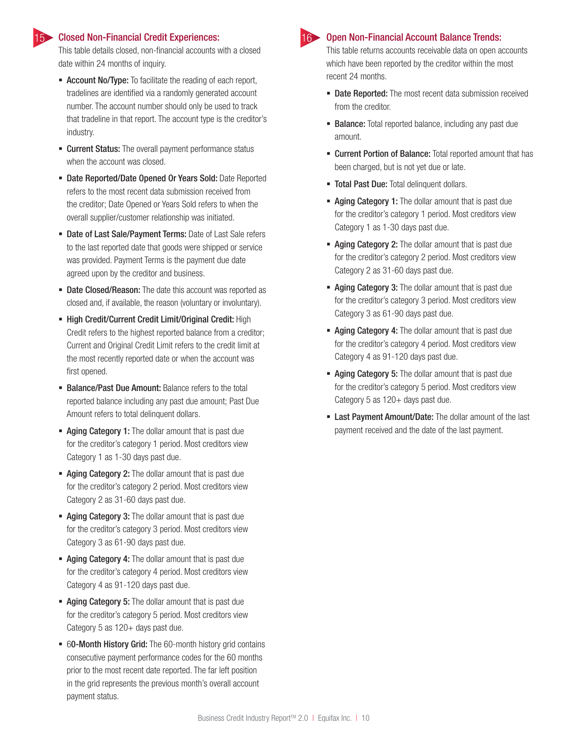## 15 Closed Non-Financial Credit Experiences:

This table details closed, non-financial accounts with a closed date within 24 months of inquiry.

- **Account No/Type:** To facilitate the reading of each report, tradelines are identified via a randomly generated account number. The account number should only be used to track that tradeline in that report. The account type is the creditor's industry.
- **Current Status:** The overall payment performance status when the account was closed.
- **Date Reported/Date Opened Or Years Sold:** Date Reported refers to the most recent data submission received from the creditor; Date Opened or Years Sold refers to when the overall supplier/customer relationship was initiated.
- **Date of Last Sale/Payment Terms:** Date of Last Sale refers to the last reported date that goods were shipped or service was provided. Payment Terms is the payment due date agreed upon by the creditor and business.
- **Date Closed/Reason:** The date this account was reported as closed and, if available, the reason (voluntary or involuntary).
- **High Credit/Current Credit Limit/Original Credit:** High Credit refers to the highest reported balance from a creditor; Current and Original Credit Limit refers to the credit limit at the most recently reported date or when the account was first opened.
- **Balance/Past Due Amount:** Balance refers to the total reported balance including any past due amount; Past Due Amount refers to total delinquent dollars.
- **Aging Category 1:** The dollar amount that is past due for the creditor's category 1 period. Most creditors view Category 1 as 1-30 days past due.
- **Aging Category 2:** The dollar amount that is past due for the creditor's category 2 period. Most creditors view Category 2 as 31-60 days past due.
- **Aging Category 3:** The dollar amount that is past due for the creditor's category 3 period. Most creditors view Category 3 as 61-90 days past due.
- **Aging Category 4:** The dollar amount that is past due for the creditor's category 4 period. Most creditors view Category 4 as 91-120 days past due.
- **Aging Category 5:** The dollar amount that is past due for the creditor's category 5 period. Most creditors view Category 5 as 120+ days past due.
- **60-Month History Grid:** The 60-month history grid contains consecutive payment performance codes for the 60 months prior to the most recent date reported. The far left position in the grid represents the previous month's overall account payment status.

## 16 Open Non-Financial Account Balance Trends:

This table returns accounts receivable data on open accounts which have been reported by the creditor within the most recent 24 months.

- **Date Reported:** The most recent data submission received from the creditor.
- **Balance:** Total reported balance, including any past due amount.
- **Current Portion of Balance:** Total reported amount that has been charged, but is not yet due or late.
- **Total Past Due:** Total delinquent dollars.
- **Aging Category 1:** The dollar amount that is past due for the creditor's category 1 period. Most creditors view Category 1 as 1-30 days past due.
- **Aging Category 2:** The dollar amount that is past due for the creditor's category 2 period. Most creditors view Category 2 as 31-60 days past due.
- **Aging Category 3:** The dollar amount that is past due for the creditor's category 3 period. Most creditors view Category 3 as 61-90 days past due.
- **Aging Category 4:** The dollar amount that is past due for the creditor's category 4 period. Most creditors view Category 4 as 91-120 days past due.
- **Aging Category 5:** The dollar amount that is past due for the creditor's category 5 period. Most creditors view Category 5 as 120+ days past due.
- **Last Payment Amount/Date:** The dollar amount of the last payment received and the date of the last payment.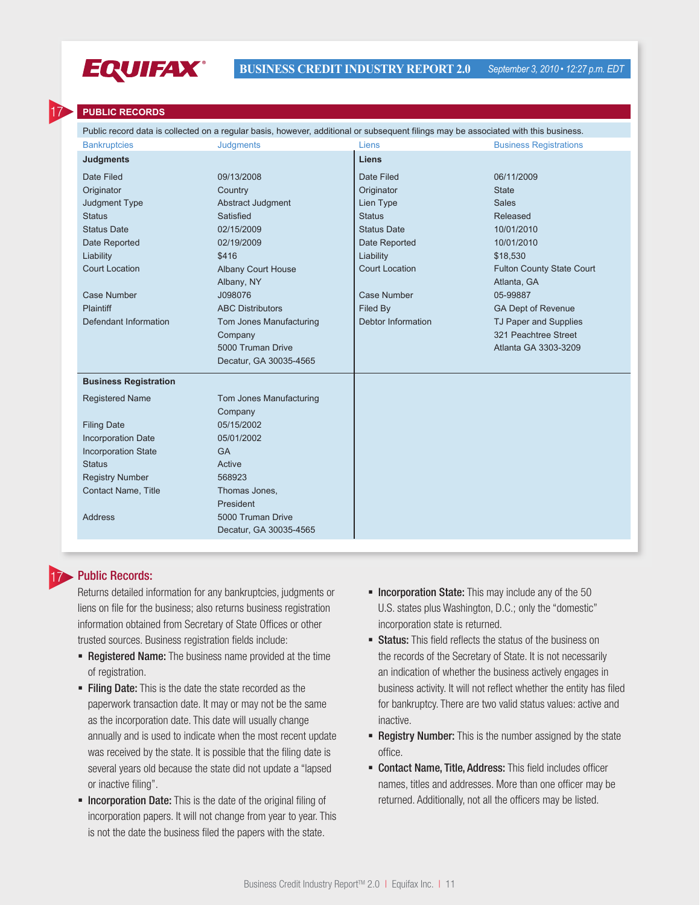EQUIFAX® **BUSINESS CREDIT INDUSTRY REPORT 2.0** *September 3, 2010 • 12:27 p.m. EDT*

17 **PUBLIC RECORDS**

Public record data is collected on a regular basis, however, additional or subsequent filings may be associated with this business.

Bankruptcies | Judgments | Liens | Business Registrations

| **Judgments** | | **Liens** | |
|---|---|---|---|
| Date Filed | 09/13/2008 | Date Filed | 06/11/2009 |
| Originator | Country | Originator | State |
| Judgment Type | Abstract Judgment | Lien Type | Sales |
| Status | Satisfied | Status | Released |
| Status Date | 02/15/2009 | Status Date | 10/01/2010 |
| Date Reported | 02/19/2009 | Date Reported | 10/01/2010 |
| Liability | $416 | Liability | $18,530 |
| Court Location | Albany Court House Albany, NY | Court Location | Fulton County State Court Atlanta, GA |
| Case Number | J098076 | Case Number | 05-99887 |
| Plaintiff | ABC Distributors | Filed By | GA Dept of Revenue |
| Defendant Information | Tom Jones Manufacturing Company 5000 Truman Drive Decatur, GA 30035-4565 | Debtor Information | TJ Paper and Supplies 321 Peachtree Street Atlanta GA 3303-3209 |

| **Business Registration** | |
|---|---|
| Registered Name | Tom Jones Manufacturing Company |
| Filing Date | 05/15/2002 |
| Incorporation Date | 05/01/2002 |
| Incorporation State | GA |
| Status | Active |
| Registry Number | 568923 |
| Contact Name, Title | Thomas Jones, President |
| Address | 5000 Truman Drive Decatur, GA 30035-4565 |

## 17 Public Records:

Returns detailed information for any bankruptcies, judgments or liens on file for the business; also returns business registration information obtained from Secretary of State Offices or other trusted sources. Business registration fields include:

- **Registered Name:** The business name provided at the time of registration.
- **Filing Date:** This is the date the state recorded as the paperwork transaction date. It may or may not be the same as the incorporation date. This date will usually change annually and is used to indicate when the most recent update was received by the state. It is possible that the filing date is several years old because the state did not update a "lapsed or inactive filing".
- **Incorporation Date:** This is the date of the original filing of incorporation papers. It will not change from year to year. This is not the date the business filed the papers with the state.
- **Incorporation State:** This may include any of the 50 U.S. states plus Washington, D.C.; only the "domestic" incorporation state is returned.
- **Status:** This field reflects the status of the business on the records of the Secretary of State. It is not necessarily an indication of whether the business actively engages in business activity. It will not reflect whether the entity has filed for bankruptcy. There are two valid status values: active and inactive.
- **Registry Number:** This is the number assigned by the state office.
- **Contact Name, Title, Address:** This field includes officer names, titles and addresses. More than one officer may be returned. Additionally, not all the officers may be listed.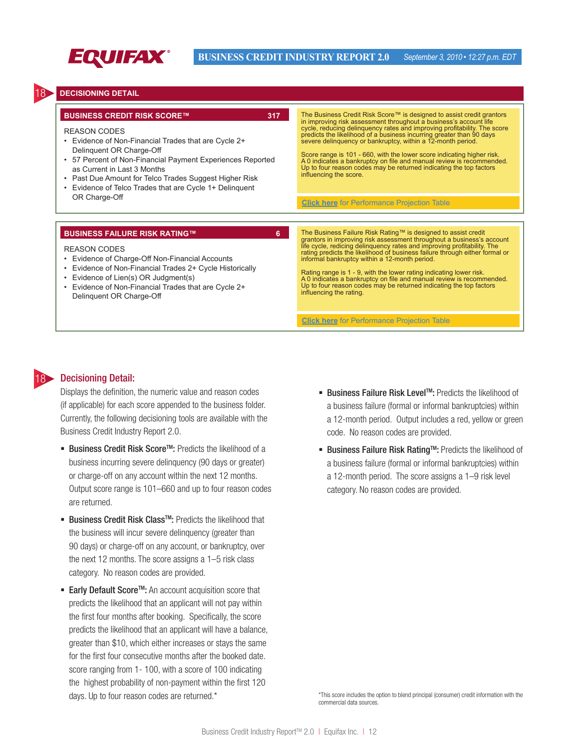## 18 DECISIONING DETAIL

### BUSINESS CREDIT RISK SCORE™ 317

REASON CODES

- Evidence of Non-Financial Trades that are Cycle 2+ Delinquent OR Charge-Off
- 57 Percent of Non-Financial Payment Experiences Reported as Current in Last 3 Months
- Past Due Amount for Telco Trades Suggest Higher Risk
- Evidence of Telco Trades that are Cycle 1+ Delinquent OR Charge-Off

The Business Credit Risk Score™ is designed to assist credit grantors in improving risk assessment throughout a business's account life cycle, reducing delinquency rates and improving profitability. The score predicts the likelihood of a business incurring greater than 90 days severe delinquency or bankruptcy, within a 12-month period.

Score range is 101 - 660, with the lower score indicating higher risk. A 0 indicates a bankruptcy on file and manual review is recommended. Up to four reason codes may be returned indicating the top factors influencing the score.

Click here for Performance Projection Table

### BUSINESS FAILURE RISK RATING™ 6

REASON CODES

- Evidence of Charge-Off Non-Financial Accounts
- Evidence of Non-Financial Trades 2+ Cycle Historically
- Evidence of Lien(s) OR Judgment(s)
- Evidence of Non-Financial Trades that are Cycle 2+ Delinquent OR Charge-Off

The Business Failure Risk Rating™ is designed to assist credit grantors in improving risk assessment throughout a business's account life cycle, redicing delinquency rates and improving profitability. The rating predicts the likelihood of business failure through either formal or informal bankruptcy within a 12-month period.

Rating range is 1 - 9, with the lower rating indicating lower risk. A 0 indicates a bankruptcy on file and manual review is recommended. Up to four reason codes may be returned indicating the top factors influencing the rating.

Click here for Performance Projection Table

## 18 Decisioning Detail:

Displays the definition, the numeric value and reason codes (if applicable) for each score appended to the business folder. Currently, the following decisioning tools are available with the Business Credit Industry Report 2.0.

- **Business Credit Risk Score™:** Predicts the likelihood of a business incurring severe delinquency (90 days or greater) or charge-off on any account within the next 12 months. Output score range is 101–660 and up to four reason codes are returned.
- **Business Credit Risk Class™:** Predicts the likelihood that the business will incur severe delinquency (greater than 90 days) or charge-off on any account, or bankruptcy, over the next 12 months. The score assigns a 1–5 risk class category. No reason codes are provided.
- **Early Default Score™:** An account acquisition score that predicts the likelihood that an applicant will not pay within the first four months after booking. Specifically, the score predicts the likelihood that an applicant will have a balance, greater than $10, which either increases or stays the same for the first four consecutive months after the booked date. score ranging from 1- 100, with a score of 100 indicating the highest probability of non-payment within the first 120 days. Up to four reason codes are returned.*
- **Business Failure Risk Level™:** Predicts the likelihood of a business failure (formal or informal bankruptcies) within a 12-month period. Output includes a red, yellow or green code. No reason codes are provided.
- **Business Failure Risk Rating™:** Predicts the likelihood of a business failure (formal or informal bankruptcies) within a 12-month period. The score assigns a 1–9 risk level category. No reason codes are provided.

*This score includes the option to blend principal (consumer) credit information with the commercial data sources.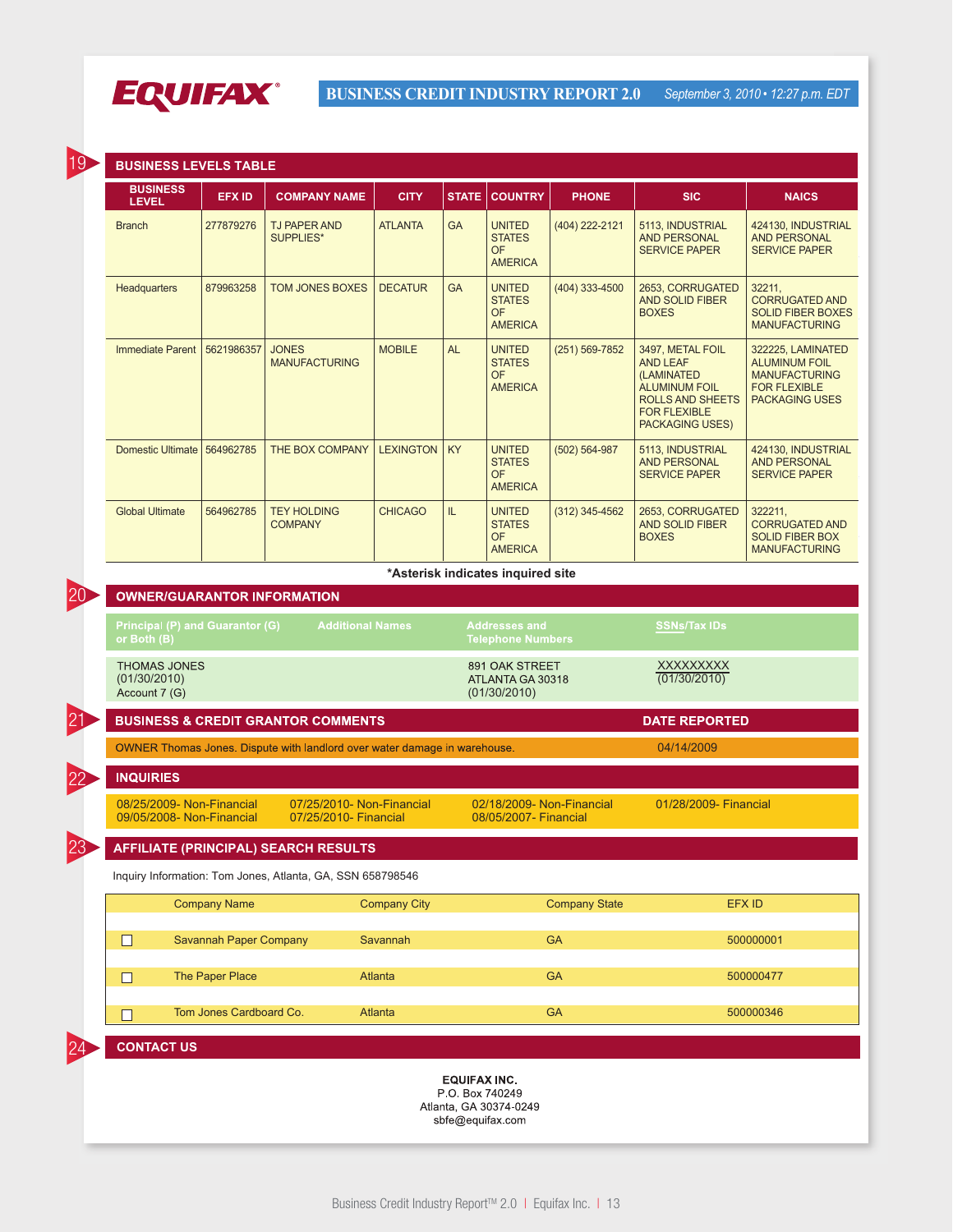**EQUIFAX** | **BUSINESS CREDIT INDUSTRY REPORT 2.0** | *September 3, 2010 • 12:27 p.m. EDT*

## 19 BUSINESS LEVELS TABLE

| BUSINESS LEVEL | EFX ID | COMPANY NAME | CITY | STATE | COUNTRY | PHONE | SIC | NAICS |
|---|---|---|---|---|---|---|---|---|
| Branch | 277879276 | TJ PAPER AND SUPPLIES* | ATLANTA | GA | UNITED STATES OF AMERICA | (404) 222-2121 | 5113, INDUSTRIAL AND PERSONAL SERVICE PAPER | 424130, INDUSTRIAL AND PERSONAL SERVICE PAPER |
| Headquarters | 879963258 | TOM JONES BOXES | DECATUR | GA | UNITED STATES OF AMERICA | (404) 333-4500 | 2653, CORRUGATED AND SOLID FIBER BOXES | 32211, CORRUGATED AND SOLID FIBER BOXES MANUFACTURING |
| Immediate Parent | 5621986357 | JONES MANUFACTURING | MOBILE | AL | UNITED STATES OF AMERICA | (251) 569-7852 | 3497, METAL FOIL AND LEAF (LAMINATED ALUMINUM FOIL ROLLS AND SHEETS FOR FLEXIBLE PACKAGING USES) | 322225, LAMINATED ALUMINUM FOIL MANUFACTURING FOR FLEXIBLE PACKAGING USES |
| Domestic Ultimate | 564962785 | THE BOX COMPANY | LEXINGTON | KY | UNITED STATES OF AMERICA | (502) 564-987 | 5113, INDUSTRIAL AND PERSONAL SERVICE PAPER | 424130, INDUSTRIAL AND PERSONAL SERVICE PAPER |
| Global Ultimate | 564962785 | TEY HOLDING COMPANY | CHICAGO | IL | UNITED STATES OF AMERICA | (312) 345-4562 | 2653, CORRUGATED AND SOLID FIBER BOXES | 322211, CORRUGATED AND SOLID FIBER BOX MANUFACTURING |

**\*Asterisk indicates inquired site**

## 20 OWNER/GUARANTOR INFORMATION

| Principal (P) and Guarantor (G) or Both (B) | Additional Names | Addresses and Telephone Numbers | SSNs/Tax IDs |
|---|---|---|---|
| THOMAS JONES (01/30/2010) Account 7 (G) | | 891 OAK STREET ATLANTA GA 30318 (01/30/2010) | XXXXXXXXX (01/30/2010) |

## 21 BUSINESS & CREDIT GRANTOR COMMENTS

| BUSINESS & CREDIT GRANTOR COMMENTS | DATE REPORTED |
|---|---|
| OWNER Thomas Jones. Dispute with landlord over water damage in warehouse. | 04/14/2009 |

## 22 INQUIRIES

| | | | |
|---|---|---|---|
| 08/25/2009- Non-Financial | 07/25/2010- Non-Financial | 02/18/2009- Non-Financial | 01/28/2009- Financial |
| 09/05/2008- Non-Financial | 07/25/2010- Financial | 08/05/2007- Financial | |

## 23 AFFILIATE (PRINCIPAL) SEARCH RESULTS

Inquiry Information: Tom Jones, Atlanta, GA, SSN 658798546

| | Company Name | Company City | Company State | EFX ID |
|---|---|---|---|---|
| ☐ | Savannah Paper Company | Savannah | GA | 500000001 |
| ☐ | The Paper Place | Atlanta | GA | 500000477 |
| ☐ | Tom Jones Cardboard Co. | Atlanta | GA | 500000346 |

## 24 CONTACT US

**EQUIFAX INC.**
P.O. Box 740249
Atlanta, GA 30374-0249
sbfe@equifax.com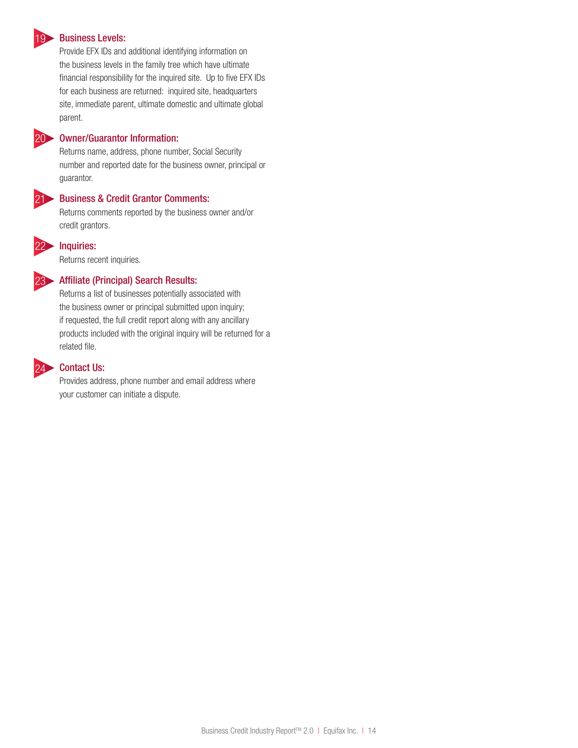19 **Business Levels:**

Provide EFX IDs and additional identifying information on the business levels in the family tree which have ultimate financial responsibility for the inquired site. Up to five EFX IDs for each business are returned: inquired site, headquarters site, immediate parent, ultimate domestic and ultimate global parent.

20 **Owner/Guarantor Information:**

Returns name, address, phone number, Social Security number and reported date for the business owner, principal or guarantor.

21 **Business & Credit Grantor Comments:**

Returns comments reported by the business owner and/or credit grantors.

22 **Inquiries:**

Returns recent inquiries.

23 **Affiliate (Principal) Search Results:**

Returns a list of businesses potentially associated with the business owner or principal submitted upon inquiry; if requested, the full credit report along with any ancillary products included with the original inquiry will be returned for a related file.

24 **Contact Us:**

Provides address, phone number and email address where your customer can initiate a dispute.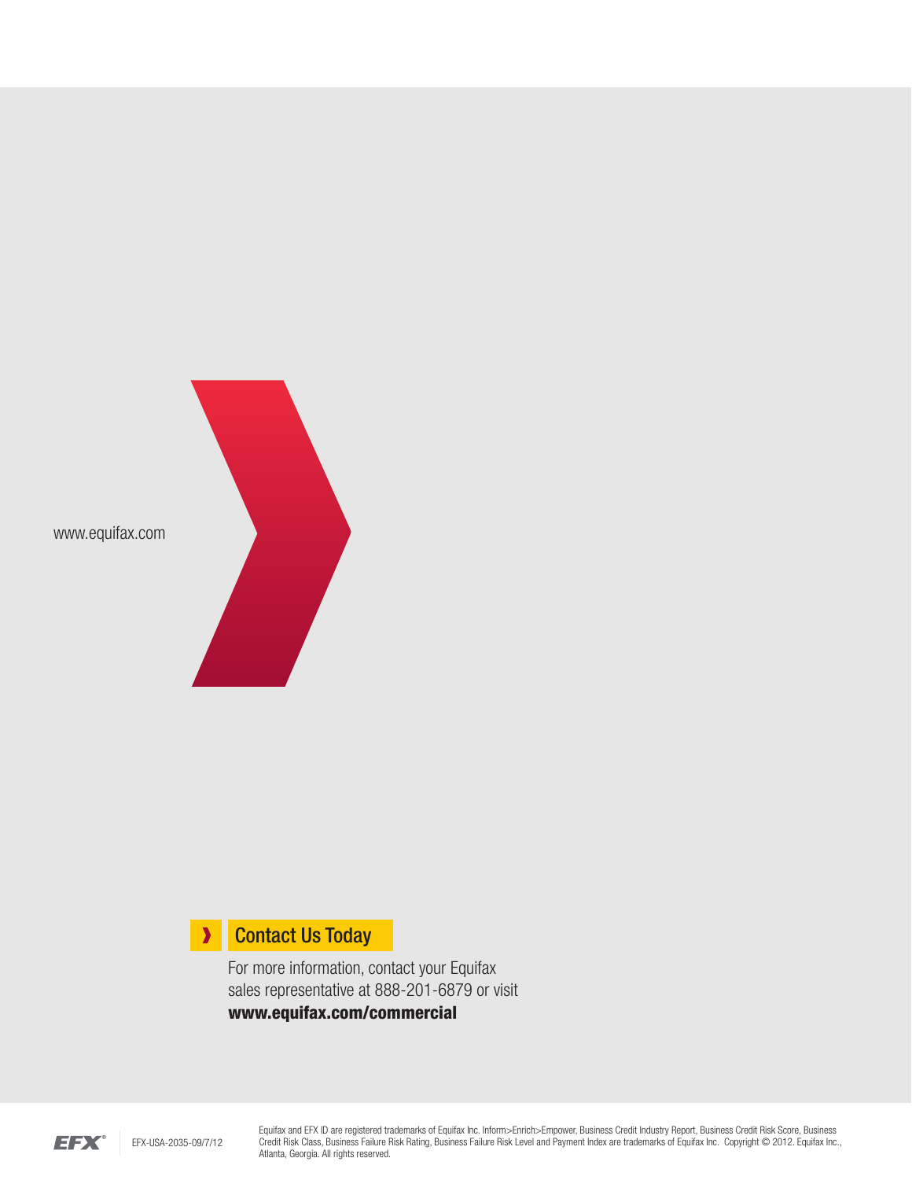www.equifax.com

## Contact Us Today

For more information, contact your Equifax sales representative at 888-201-6879 or visit **www.equifax.com/commercial**

EFX-USA-2035-09/7/12

Equifax and EFX ID are registered trademarks of Equifax Inc. Inform>Enrich>Empower, Business Credit Industry Report, Business Credit Risk Score, Business Credit Risk Class, Business Failure Risk Rating, Business Failure Risk Level and Payment Index are trademarks of Equifax Inc. Copyright © 2012. Equifax Inc., Atlanta, Georgia. All rights reserved.